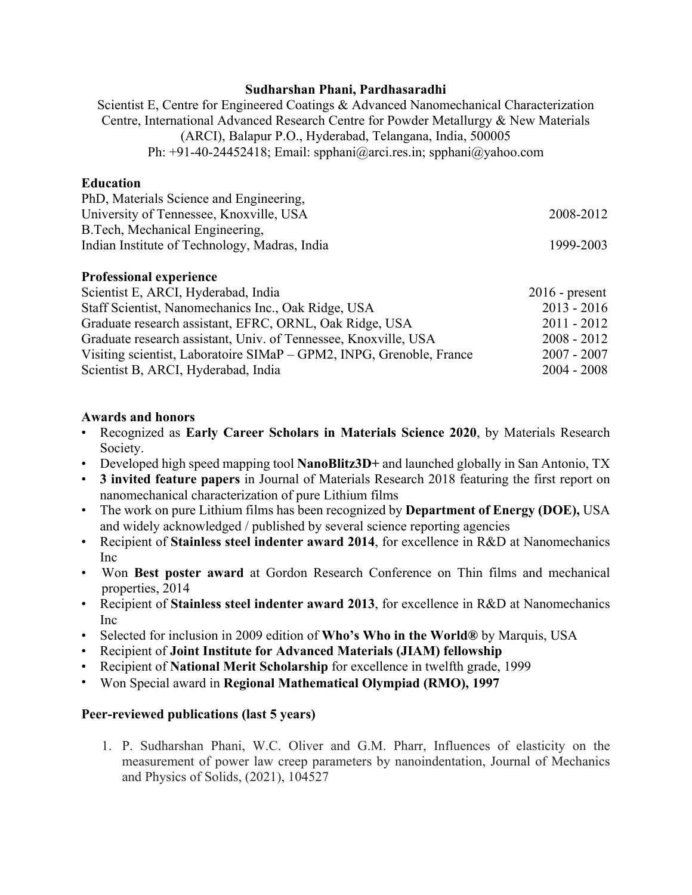**Sudharshan Phani, Pardhasaradhi**

Scientist E, Centre for Engineered Coatings & Advanced Nanomechanical Characterization Centre, International Advanced Research Centre for Powder Metallurgy & New Materials (ARCI), Balapur P.O., Hyderabad, Telangana, India, 500005

Ph: +91-40-24452418; Email: spphani@arci.res.in; spphani@yahoo.com

## Education

| | |
|---|---|
| PhD, Materials Science and Engineering, University of Tennessee, Knoxville, USA | 2008-2012 |
| B.Tech, Mechanical Engineering, Indian Institute of Technology, Madras, India | 1999-2003 |

## Professional experience

| | |
|---|---|
| Scientist E, ARCI, Hyderabad, India | 2016 - present |
| Staff Scientist, Nanomechanics Inc., Oak Ridge, USA | 2013 - 2016 |
| Graduate research assistant, EFRC, ORNL, Oak Ridge, USA | 2011 - 2012 |
| Graduate research assistant, Univ. of Tennessee, Knoxville, USA | 2008 - 2012 |
| Visiting scientist, Laboratoire SIMaP – GPM2, INPG, Grenoble, France | 2007 - 2007 |
| Scientist B, ARCI, Hyderabad, India | 2004 - 2008 |

## Awards and honors

- Recognized as **Early Career Scholars in Materials Science 2020**, by Materials Research Society.
- Developed high speed mapping tool **NanoBlitz3D+** and launched globally in San Antonio, TX
- **3 invited feature papers** in Journal of Materials Research 2018 featuring the first report on nanomechanical characterization of pure Lithium films
- The work on pure Lithium films has been recognized by **Department of Energy (DOE),** USA and widely acknowledged / published by several science reporting agencies
- Recipient of **Stainless steel indenter award 2014**, for excellence in R&D at Nanomechanics Inc
- Won **Best poster award** at Gordon Research Conference on Thin films and mechanical properties, 2014
- Recipient of **Stainless steel indenter award 2013**, for excellence in R&D at Nanomechanics Inc
- Selected for inclusion in 2009 edition of **Who's Who in the World®** by Marquis, USA
- Recipient of **Joint Institute for Advanced Materials (JIAM) fellowship**
- Recipient of **National Merit Scholarship** for excellence in twelfth grade, 1999
- Won Special award in **Regional Mathematical Olympiad (RMO), 1997**

## Peer-reviewed publications (last 5 years)

1. P. Sudharshan Phani, W.C. Oliver and G.M. Pharr, Influences of elasticity on the measurement of power law creep parameters by nanoindentation, Journal of Mechanics and Physics of Solids, (2021), 104527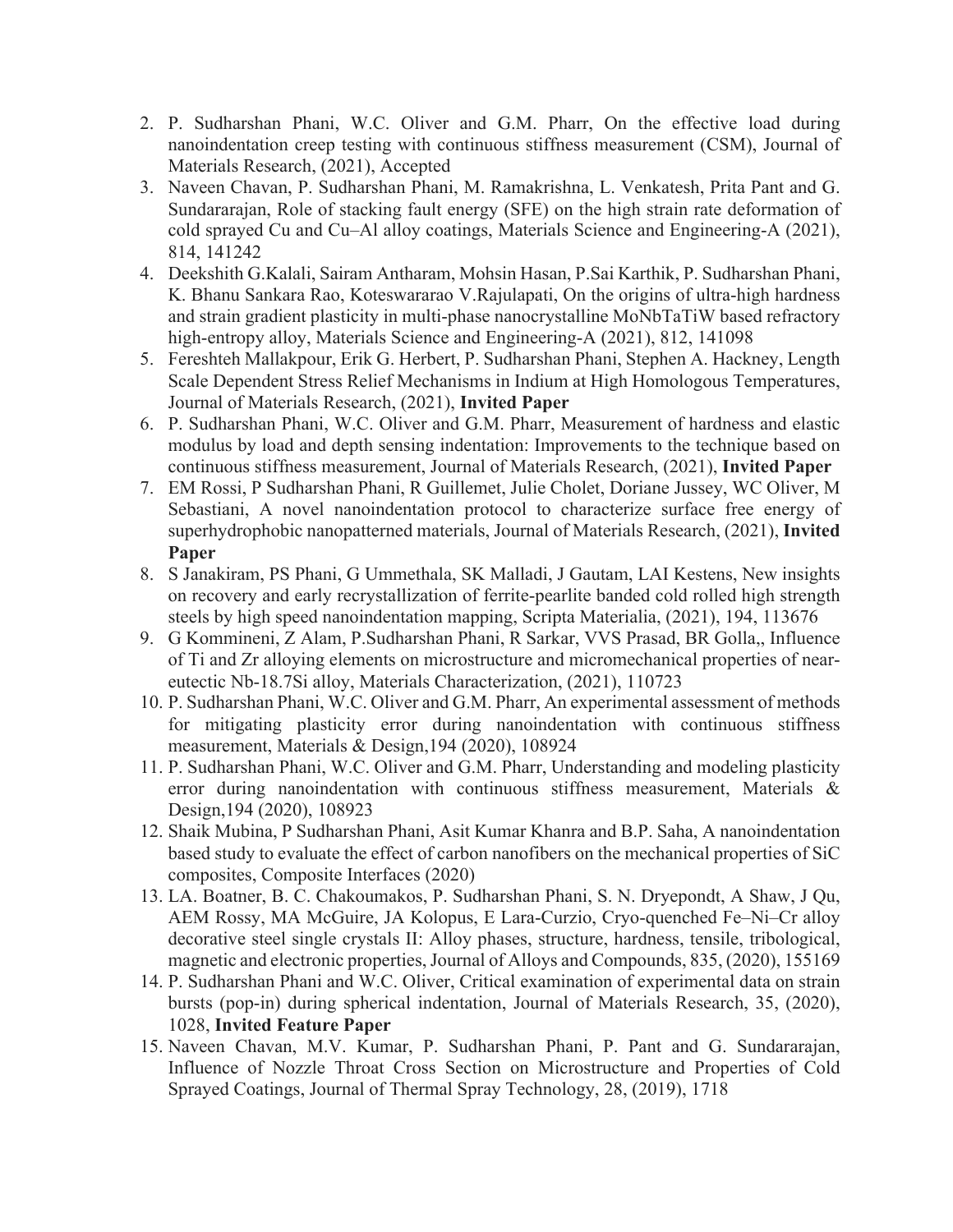2. P. Sudharshan Phani, W.C. Oliver and G.M. Pharr, On the effective load during nanoindentation creep testing with continuous stiffness measurement (CSM), Journal of Materials Research, (2021), Accepted
3. Naveen Chavan, P. Sudharshan Phani, M. Ramakrishna, L. Venkatesh, Prita Pant and G. Sundararajan, Role of stacking fault energy (SFE) on the high strain rate deformation of cold sprayed Cu and Cu–Al alloy coatings, Materials Science and Engineering-A (2021), 814, 141242
4. Deekshith G.Kalali, Sairam Antharam, Mohsin Hasan, P.Sai Karthik, P. Sudharshan Phani, K. Bhanu Sankara Rao, Koteswararao V.Rajulapati, On the origins of ultra-high hardness and strain gradient plasticity in multi-phase nanocrystalline MoNbTaTiW based refractory high-entropy alloy, Materials Science and Engineering-A (2021), 812, 141098
5. Fereshteh Mallakpour, Erik G. Herbert, P. Sudharshan Phani, Stephen A. Hackney, Length Scale Dependent Stress Relief Mechanisms in Indium at High Homologous Temperatures, Journal of Materials Research, (2021), **Invited Paper**
6. P. Sudharshan Phani, W.C. Oliver and G.M. Pharr, Measurement of hardness and elastic modulus by load and depth sensing indentation: Improvements to the technique based on continuous stiffness measurement, Journal of Materials Research, (2021), **Invited Paper**
7. EM Rossi, P Sudharshan Phani, R Guillemet, Julie Cholet, Doriane Jussey, WC Oliver, M Sebastiani, A novel nanoindentation protocol to characterize surface free energy of superhydrophobic nanopatterned materials, Journal of Materials Research, (2021), **Invited Paper**
8. S Janakiram, PS Phani, G Ummethala, SK Malladi, J Gautam, LAI Kestens, New insights on recovery and early recrystallization of ferrite-pearlite banded cold rolled high strength steels by high speed nanoindentation mapping, Scripta Materialia, (2021), 194, 113676
9. G Kommineni, Z Alam, P.Sudharshan Phani, R Sarkar, VVS Prasad, BR Golla,, Influence of Ti and Zr alloying elements on microstructure and micromechanical properties of near-eutectic Nb-18.7Si alloy, Materials Characterization, (2021), 110723
10. P. Sudharshan Phani, W.C. Oliver and G.M. Pharr, An experimental assessment of methods for mitigating plasticity error during nanoindentation with continuous stiffness measurement, Materials & Design,194 (2020), 108924
11. P. Sudharshan Phani, W.C. Oliver and G.M. Pharr, Understanding and modeling plasticity error during nanoindentation with continuous stiffness measurement, Materials & Design,194 (2020), 108923
12. Shaik Mubina, P Sudharshan Phani, Asit Kumar Khanra and B.P. Saha, A nanoindentation based study to evaluate the effect of carbon nanofibers on the mechanical properties of SiC composites, Composite Interfaces (2020)
13. LA. Boatner, B. C. Chakoumakos, P. Sudharshan Phani, S. N. Dryepondt, A Shaw, J Qu, AEM Rossy, MA McGuire, JA Kolopus, E Lara-Curzio, Cryo-quenched Fe–Ni–Cr alloy decorative steel single crystals II: Alloy phases, structure, hardness, tensile, tribological, magnetic and electronic properties, Journal of Alloys and Compounds, 835, (2020), 155169
14. P. Sudharshan Phani and W.C. Oliver, Critical examination of experimental data on strain bursts (pop-in) during spherical indentation, Journal of Materials Research, 35, (2020), 1028, **Invited Feature Paper**
15. Naveen Chavan, M.V. Kumar, P. Sudharshan Phani, P. Pant and G. Sundararajan, Influence of Nozzle Throat Cross Section on Microstructure and Properties of Cold Sprayed Coatings, Journal of Thermal Spray Technology, 28, (2019), 1718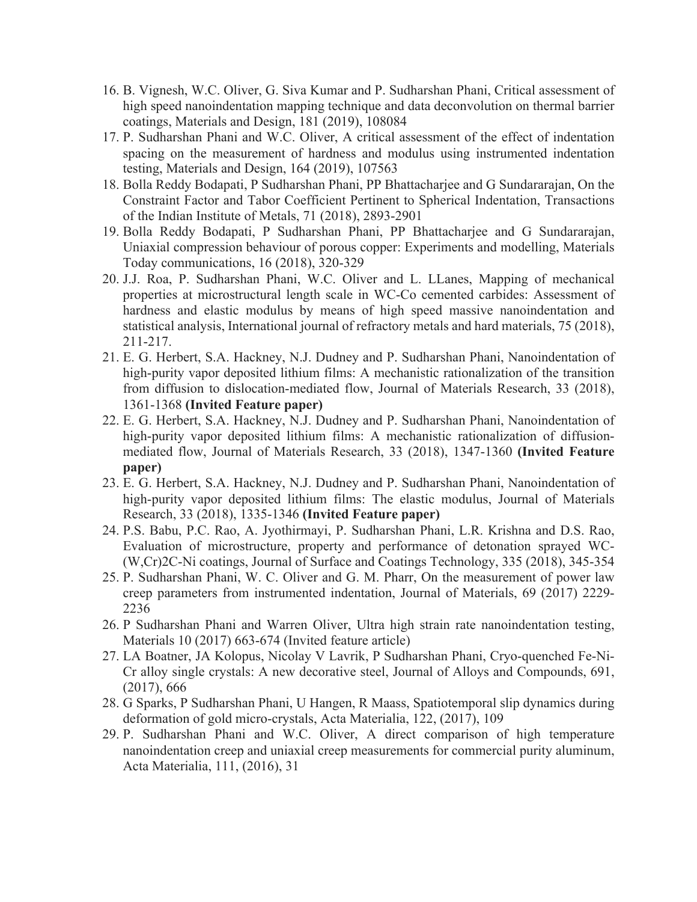16. B. Vignesh, W.C. Oliver, G. Siva Kumar and P. Sudharshan Phani, Critical assessment of high speed nanoindentation mapping technique and data deconvolution on thermal barrier coatings, Materials and Design, 181 (2019), 108084
17. P. Sudharshan Phani and W.C. Oliver, A critical assessment of the effect of indentation spacing on the measurement of hardness and modulus using instrumented indentation testing, Materials and Design, 164 (2019), 107563
18. Bolla Reddy Bodapati, P Sudharshan Phani, PP Bhattacharjee and G Sundararajan, On the Constraint Factor and Tabor Coefficient Pertinent to Spherical Indentation, Transactions of the Indian Institute of Metals, 71 (2018), 2893-2901
19. Bolla Reddy Bodapati, P Sudharshan Phani, PP Bhattacharjee and G Sundararajan, Uniaxial compression behaviour of porous copper: Experiments and modelling, Materials Today communications, 16 (2018), 320-329
20. J.J. Roa, P. Sudharshan Phani, W.C. Oliver and L. LLanes, Mapping of mechanical properties at microstructural length scale in WC-Co cemented carbides: Assessment of hardness and elastic modulus by means of high speed massive nanoindentation and statistical analysis, International journal of refractory metals and hard materials, 75 (2018), 211-217.
21. E. G. Herbert, S.A. Hackney, N.J. Dudney and P. Sudharshan Phani, Nanoindentation of high-purity vapor deposited lithium films: A mechanistic rationalization of the transition from diffusion to dislocation-mediated flow, Journal of Materials Research, 33 (2018), 1361-1368 **(Invited Feature paper)**
22. E. G. Herbert, S.A. Hackney, N.J. Dudney and P. Sudharshan Phani, Nanoindentation of high-purity vapor deposited lithium films: A mechanistic rationalization of diffusion-mediated flow, Journal of Materials Research, 33 (2018), 1347-1360 **(Invited Feature paper)**
23. E. G. Herbert, S.A. Hackney, N.J. Dudney and P. Sudharshan Phani, Nanoindentation of high-purity vapor deposited lithium films: The elastic modulus, Journal of Materials Research, 33 (2018), 1335-1346 **(Invited Feature paper)**
24. P.S. Babu, P.C. Rao, A. Jyothirmayi, P. Sudharshan Phani, L.R. Krishna and D.S. Rao, Evaluation of microstructure, property and performance of detonation sprayed WC-(W,Cr)2C-Ni coatings, Journal of Surface and Coatings Technology, 335 (2018), 345-354
25. P. Sudharshan Phani, W. C. Oliver and G. M. Pharr, On the measurement of power law creep parameters from instrumented indentation, Journal of Materials, 69 (2017) 2229-2236
26. P Sudharshan Phani and Warren Oliver, Ultra high strain rate nanoindentation testing, Materials 10 (2017) 663-674 (Invited feature article)
27. LA Boatner, JA Kolopus, Nicolay V Lavrik, P Sudharshan Phani, Cryo-quenched Fe-Ni-Cr alloy single crystals: A new decorative steel, Journal of Alloys and Compounds, 691, (2017), 666
28. G Sparks, P Sudharshan Phani, U Hangen, R Maass, Spatiotemporal slip dynamics during deformation of gold micro-crystals, Acta Materialia, 122, (2017), 109
29. P. Sudharshan Phani and W.C. Oliver, A direct comparison of high temperature nanoindentation creep and uniaxial creep measurements for commercial purity aluminum, Acta Materialia, 111, (2016), 31